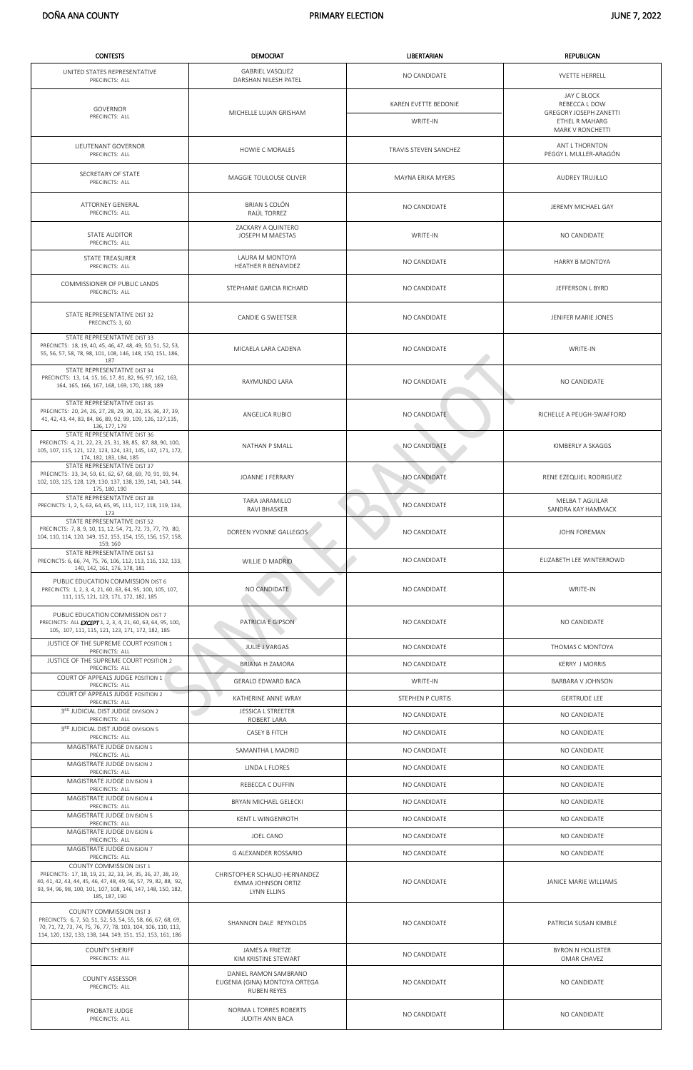DOÑA ANA COUNTY PRIMARY ELECTION JUNE 7, 2022

| CONTESTS | DEMOCRAT | LIBERTARIAN | REPUBLICAN |
|---|---|---|---|
| UNITED STATES REPRESENTATIVE<br>PRECINCTS: ALL | GABRIEL VASQUEZ<br>DARSHAN NILESH PATEL | NO CANDIDATE | YVETTE HERRELL |
| GOVERNOR<br>PRECINCTS: ALL | MICHELLE LUJAN GRISHAM | KAREN EVETTE BEDONIE<br>WRITE-IN | JAY C BLOCK<br>REBECCA L DOW<br>GREGORY JOSEPH ZANETTI<br>ETHEL R MAHARG<br>MARK V RONCHETTI |
| LIEUTENANT GOVERNOR<br>PRECINCTS: ALL | HOWIE C MORALES | TRAVIS STEVEN SANCHEZ | ANT L THORNTON<br>PEGGY L MULLER-ARAGÓN |
| SECRETARY OF STATE<br>PRECINCTS: ALL | MAGGIE TOULOUSE OLIVER | MAYNA ERIKA MYERS | AUDREY TRUJILLO |
| ATTORNEY GENERAL<br>PRECINCTS: ALL | BRIAN S COLÓN<br>RAÚL TORREZ | NO CANDIDATE | JEREMY MICHAEL GAY |
| STATE AUDITOR<br>PRECINCTS: ALL | ZACKARY A QUINTERO<br>JOSEPH M MAESTAS | WRITE-IN | NO CANDIDATE |
| STATE TREASURER<br>PRECINCTS: ALL | LAURA M MONTOYA<br>HEATHER R BENAVIDEZ | NO CANDIDATE | HARRY B MONTOYA |
| COMMISSIONER OF PUBLIC LANDS<br>PRECINCTS: ALL | STEPHANIE GARCIA RICHARD | NO CANDIDATE | JEFFERSON L BYRD |
| STATE REPRESENTATIVE DIST 32<br>PRECINCTS: 3, 60 | CANDIE G SWEETSER | NO CANDIDATE | JENIFER MARIE JONES |
| STATE REPRESENTATIVE DIST 33<br>PRECINCTS: 18, 19, 40, 45, 46, 47, 48, 49, 50, 51, 52, 53, 55, 56, 57, 58, 78, 98, 101, 108, 146, 148, 150, 151, 186, 187 | MICAELA LARA CADENA | NO CANDIDATE | WRITE-IN |
| STATE REPRESENTATIVE DIST 34<br>PRECINCTS: 13, 14, 15, 16, 17, 81, 82, 96, 97, 162, 163, 164, 165, 166, 167, 168, 169, 170, 188, 189 | RAYMUNDO LARA | NO CANDIDATE | NO CANDIDATE |
| STATE REPRESENTATIVE DIST 35<br>PRECINCTS: 20, 24, 26, 27, 28, 29, 30, 32, 35, 36, 37, 39, 41, 42, 43, 44, 83, 84, 86, 89, 92, 99, 109, 126, 127,135, 136, 177, 179 | ANGELICA RUBIO | NO CANDIDATE | RICHELLE A PEUGH-SWAFFORD |
| STATE REPRESENTATIVE DIST 36<br>PRECINCTS: 4, 21, 22, 23, 25, 31, 38, 85, 87, 88, 90, 100, 105, 107, 115, 121, 122, 123, 124, 131, 145, 147, 171, 172, 174, 182, 183, 184, 185 | NATHAN P SMALL | NO CANDIDATE | KIMBERLY A SKAGGS |
| STATE REPRESENTATIVE DIST 37<br>PRECINCTS: 33, 34, 59, 61, 62, 67, 68, 69, 70, 91, 93, 94, 102, 103, 125, 128, 129, 130, 137, 138, 139, 141, 143, 144, 175, 180, 190 | JOANNE J FERRARY | NO CANDIDATE | RENE EZEQUIEL RODRIGUEZ |
| STATE REPRESENTATIVE DIST 38<br>PRECINCTS: 1, 2, 5, 63, 64, 65, 95, 111, 117, 118, 119, 134, 173 | TARA JARAMILLO<br>RAVI BHASKER | NO CANDIDATE | MELBA T AGUILAR<br>SANDRA KAY HAMMACK |
| STATE REPRESENTATIVE DIST 52<br>PRECINCTS: 7, 8, 9, 10, 11, 12, 54, 71, 72, 73, 77, 79, 80, 104, 110, 114, 120, 149, 152, 153, 154, 155, 156, 157, 158, 159, 160 | DOREEN YVONNE GALLEGOS | NO CANDIDATE | JOHN FOREMAN |
| STATE REPRESENTATIVE DIST 53<br>PRECINCTS: 6, 66, 74, 75, 76, 106, 112, 113, 116, 132, 133, 140, 142, 161, 176, 178, 181 | WILLIE D MADRID | NO CANDIDATE | ELIZABETH LEE WINTERROWD |
| PUBLIC EDUCATION COMMISSION DIST 6<br>PRECINCTS: 1, 2, 3, 4, 21, 60, 63, 64, 95, 100, 105, 107, 111, 115, 121, 123, 171, 172, 182, 185 | NO CANDIDATE | NO CANDIDATE | WRITE-IN |
| PUBLIC EDUCATION COMMISSION DIST 7<br>PRECINCTS: ALL ***EXCEPT*** 1, 2, 3, 4, 21, 60, 63, 64, 95, 100, 105, 107, 111, 115, 121, 123, 171, 172, 182, 185 | PATRICIA E GIPSON | NO CANDIDATE | NO CANDIDATE |
| JUSTICE OF THE SUPREME COURT POSITION 1<br>PRECINCTS: ALL | JULIE J VARGAS | NO CANDIDATE | THOMAS C MONTOYA |
| JUSTICE OF THE SUPREME COURT POSITION 2<br>PRECINCTS: ALL | BRIANA H ZAMORA | NO CANDIDATE | KERRY J MORRIS |
| COURT OF APPEALS JUDGE POSITION 1<br>PRECINCTS: ALL | GERALD EDWARD BACA | WRITE-IN | BARBARA V JOHNSON |
| COURT OF APPEALS JUDGE POSITION 2<br>PRECINCTS: ALL | KATHERINE ANNE WRAY | STEPHEN P CURTIS | GERTRUDE LEE |
| 3RD JUDICIAL DIST JUDGE DIVISION 2<br>PRECINCTS: ALL | JESSICA L STREETER<br>ROBERT LARA | NO CANDIDATE | NO CANDIDATE |
| 3RD JUDICIAL DIST JUDGE DIVISION 5<br>PRECINCTS: ALL | CASEY B FITCH | NO CANDIDATE | NO CANDIDATE |
| MAGISTRATE JUDGE DIVISION 1<br>PRECINCTS: ALL | SAMANTHA L MADRID | NO CANDIDATE | NO CANDIDATE |
| MAGISTRATE JUDGE DIVISION 2<br>PRECINCTS: ALL | LINDA L FLORES | NO CANDIDATE | NO CANDIDATE |
| MAGISTRATE JUDGE DIVISION 3<br>PRECINCTS: ALL | REBECCA C DUFFIN | NO CANDIDATE | NO CANDIDATE |
| MAGISTRATE JUDGE DIVISION 4<br>PRECINCTS: ALL | BRYAN MICHAEL GELECKI | NO CANDIDATE | NO CANDIDATE |
| MAGISTRATE JUDGE DIVISION 5<br>PRECINCTS: ALL | KENT L WINGENROTH | NO CANDIDATE | NO CANDIDATE |
| MAGISTRATE JUDGE DIVISION 6<br>PRECINCTS: ALL | JOEL CANO | NO CANDIDATE | NO CANDIDATE |
| MAGISTRATE JUDGE DIVISION 7<br>PRECINCTS: ALL | G ALEXANDER ROSSARIO | NO CANDIDATE | NO CANDIDATE |
| COUNTY COMMISSION DIST 1<br>PRECINCTS: 17, 18, 19, 21, 32, 33, 34, 35, 36, 37, 38, 39, 40, 41, 42, 43, 44, 45, 46, 47, 48, 49, 56, 57, 79, 82, 88, 92, 93, 94, 96, 98, 100, 101, 107, 108, 146, 147, 148, 150, 182, 185, 187, 190 | CHRISTOPHER SCHALJO-HERNANDEZ<br>EMMA JOHNSON ORTIZ<br>LYNN ELLINS | NO CANDIDATE | JANICE MARIE WILLIAMS |
| COUNTY COMMISSION DIST 3<br>PRECINCTS: 6, 7, 50, 51, 52, 53, 54, 55, 58, 66, 67, 68, 69, 70, 71, 72, 73, 74, 75, 76, 77, 78, 103, 104, 106, 110, 113, 114, 120, 132, 133, 138, 144, 149, 151, 152, 153, 161, 186 | SHANNON DALE REYNOLDS | NO CANDIDATE | PATRICIA SUSAN KIMBLE |
| COUNTY SHERIFF<br>PRECINCTS: ALL | JAMES A FRIETZE<br>KIM KRISTINE STEWART | NO CANDIDATE | BYRON N HOLLISTER<br>OMAR CHAVEZ |
| COUNTY ASSESSOR<br>PRECINCTS: ALL | DANIEL RAMON SAMBRANO<br>EUGENIA (GINA) MONTOYA ORTEGA<br>RUBEN REYES | NO CANDIDATE | NO CANDIDATE |
| PROBATE JUDGE<br>PRECINCTS: ALL | NORMA L TORRES ROBERTS<br>JUDITH ANN BACA | NO CANDIDATE | NO CANDIDATE |

SAMPLE BALLOT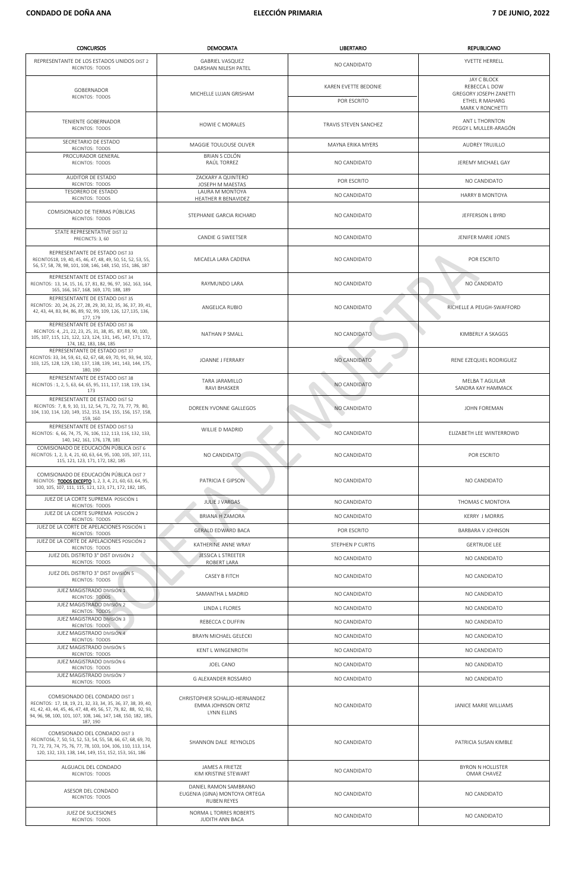**CONDADO DE DOÑA ANA** **ELECCIÓN PRIMARIA** **7 DE JUNIO, 2022**

| CONCURSOS | DEMOCRATA | LIBERTARIO | REPUBLICANO |
|---|---|---|---|
| REPRESENTANTE DE LOS ESTADOS UNIDOS DIST 2<br>RECINTOS: TODOS | GABRIEL VASQUEZ<br>DARSHAN NILESH PATEL | NO CANDIDATO | YVETTE HERRELL |
| GOBERNADOR<br>RECINTOS: TODOS | MICHELLE LUJAN GRISHAM | KAREN EVETTE BEDONIE<br>POR ESCRITO | JAY C BLOCK<br>REBECCA L DOW<br>GREGORY JOSEPH ZANETTI<br>ETHEL R MAHARG<br>MARK V RONCHETTI |
| TENIENTE GOBERNADOR<br>RECINTOS: TODOS | HOWIE C MORALES | TRAVIS STEVEN SANCHEZ | ANT L THORNTON<br>PEGGY L MULLER-ARAGÓN |
| SECRETARIO DE ESTADO<br>RECINTOS: TODOS | MAGGIE TOULOUSE OLIVER | MAYNA ERIKA MYERS | AUDREY TRUJILLO |
| PROCURADOR GENERAL<br>RECINTOS: TODOS | BRIAN S COLÓN<br>RAÚL TORREZ | NO CANDIDATO | JEREMY MICHAEL GAY |
| AUDITOR DE ESTADO<br>RECINTOS: TODOS | ZACKARY A QUINTERO<br>JOSEPH M MAESTAS | POR ESCRITO | NO CANDIDATO |
| TESORERO DE ESTADO<br>RECINTOS: TODOS | LAURA M MONTOYA<br>HEATHER R BENAVIDEZ | NO CANDIDATO | HARRY B MONTOYA |
| COMISIONADO DE TIERRAS PÚBLICAS<br>RECINTOS: TODOS | STEPHANIE GARCIA RICHARD | NO CANDIDATO | JEFFERSON L BYRD |
| STATE REPRESENTATIVE DIST 32<br>PRECINCTS: 3, 60 | CANDIE G SWEETSER | NO CANDIDATO | JENIFER MARIE JONES |
| REPRESENTANTE DE ESTADO DIST 33<br>RECINTOS18, 19, 40, 45, 46, 47, 48, 49, 50, 51, 52, 53, 55, 56, 57, 58, 78, 98, 101, 108, 146, 148, 150, 151, 186, 187 | MICAELA LARA CADENA | NO CANDIDATO | POR ESCRITO |
| REPRESENTANTE DE ESTADO DIST 34<br>RECINTOS: 13, 14, 15, 16, 17, 81, 82, 96, 97, 162, 163, 164, 165, 166, 167, 168, 169, 170, 188, 189 | RAYMUNDO LARA | NO CANDIDATO | NO CANDIDATO |
| REPRESENTANTE DE ESTADO DIST 35<br>RECINTOS: 20, 24, 26, 27, 28, 29, 30, 32, 35, 36, 37, 39, 41, 42, 43, 44, 83, 84, 86, 89, 92, 99, 109, 126, 127,135, 136, 177, 179 | ANGELICA RUBIO | NO CANDIDATO | RICHELLE A PEUGH-SWAFFORD |
| REPRESENTANTE DE ESTADO DIST 36<br>RECINTOS: 4, ,21, 22, 23, 25, 31, 38, 85, 87, 88, 90, 100, 105, 107, 115, 121, 122, 123, 124, 131, 145, 147, 171, 172, 174, 182, 183, 184, 185 | NATHAN P SMALL | NO CANDIDATO | KIMBERLY A SKAGGS |
| REPRESENTANTE DE ESTADO DIST 37<br>RECINTOS: 33, 34, 59, 61, 62, 67, 68, 69, 70, 91, 93, 94, 102, 103, 125, 128, 129, 130, 137, 138, 139, 141, 143, 144, 175, 180, 190 | JOANNE J FERRARY | NO CANDIDATO | RENE EZEQUIEL RODRIGUEZ |
| REPRESENTANTE DE ESTADO DIST 38<br>RECINTOS : 1, 2, 5, 63, 64, 65, 95, 111, 117, 118, 119, 134, 173 | TARA JARAMILLO<br>RAVI BHASKER | NO CANDIDATO | MELBA T AGUILAR<br>SANDRA KAY HAMMACK |
| REPRESENTANTE DE ESTADO DIST 52<br>RECINTOS: 7, 8, 9, 10, 11, 12, 54, 71, 72, 73, 77, 79, 80, 104, 110, 114, 120, 149, 152, 153, 154, 155, 156, 157, 158, 159, 160 | DOREEN YVONNE GALLEGOS | NO CANDIDATO | JOHN FOREMAN |
| REPRESENTANTE DE ESTADO DIST 53<br>RECINTOS: 6, 66, 74, 75, 76, 106, 112, 113, 116, 132, 133, 140, 142, 161, 176, 178, 181 | WILLIE D MADRID | NO CANDIDATO | ELIZABETH LEE WINTERROWD |
| COMISIONADO DE EDUCACIÓN PÚBLICA DIST 6<br>RECINTOS: 1, 2, 3, 4, 21, 60, 63, 64, 95, 100, 105, 107, 111, 115, 121, 123, 171, 172, 182, 185 | NO CANDIDATO | NO CANDIDATO | POR ESCRITO |
| COMISIONADO DE EDUCACIÓN PÚBLICA DIST 7<br>RECINTOS: **TODOS EXCEPTO** 1, 2, 3, 4, 21, 60, 63, 64, 95, 100, 105, 107, 111, 115, 121, 123, 171, 172, 182, 185, | PATRICIA E GIPSON | NO CANDIDATO | NO CANDIDATO |
| JUEZ DE LA CORTE SUPREMA POSICIÓN 1<br>RECINTOS: TODOS | JULIE J VARGAS | NO CANDIDATO | THOMAS C MONTOYA |
| JUEZ DE LA CORTE SUPREMA POSICIÓN 2<br>RECINTOS: TODOS | BRIANA H ZAMORA | NO CANDIDATO | KERRY J MORRIS |
| JUEZ DE LA CORTE DE APELACIONES POSICIÓN 1<br>RECINTOS: TODOS | GERALD EDWARD BACA | POR ESCRITO | BARBARA V JOHNSON |
| JUEZ DE LA CORTE DE APELACIONES POSICIÓN 2<br>RECINTOS: TODOS | KATHERINE ANNE WRAY | STEPHEN P CURTIS | GERTRUDE LEE |
| JUEZ DEL DISTRITO 3° DIST DIVISIÓN 2<br>RECINTOS: TODOS | JESSICA L STREETER<br>ROBERT LARA | NO CANDIDATO | NO CANDIDATO |
| JUEZ DEL DISTRITO 3° DIST DIVISIÓN 5<br>RECINTOS: TODOS | CASEY B FITCH | NO CANDIDATO | NO CANDIDATO |
| JUEZ MAGISTRADO DIVISIÓN 1<br>RECINTOS: TODOS | SAMANTHA L MADRID | NO CANDIDATO | NO CANDIDATO |
| JUEZ MAGISTRADO DIVISIÓN 2<br>RECINTOS: TODOS | LINDA L FLORES | NO CANDIDATO | NO CANDIDATO |
| JUEZ MAGISTRADO DIVISIÓN 3<br>RECINTOS: TODOS | REBECCA C DUFFIN | NO CANDIDATO | NO CANDIDATO |
| JUEZ MAGISTRADO DIVISIÓN 4<br>RECINTOS: TODOS | BRAYN MICHAEL GELECKI | NO CANDIDATO | NO CANDIDATO |
| JUEZ MAGISTRADO DIVISIÓN 5<br>RECINTOS: TODOS | KENT L WINGENROTH | NO CANDIDATO | NO CANDIDATO |
| JUEZ MAGISTRADO DIVISIÓN 6<br>RECINTOS: TODOS | JOEL CANO | NO CANDIDATO | NO CANDIDATO |
| JUEZ MAGISTRADO DIVISIÓN 7<br>RECINTOS: TODOS | G ALEXANDER ROSSARIO | NO CANDIDATO | NO CANDIDATO |
| COMISIONADO DEL CONDADO DIST 1<br>RECINTOS: 17, 18, 19, 21, 32, 33, 34, 35, 36, 37, 38, 39, 40, 41, 42, 43, 44, 45, 46, 47, 48, 49, 56, 57, 79, 82, 88, 92, 93, 94, 96, 98, 100, 101, 107, 108, 146, 147, 148, 150, 182, 185, 187, 190 | CHRISTOPHER SCHALJO-HERNANDEZ<br>EMMA JOHNSON ORTIZ<br>LYNN ELLINS | NO CANDIDATO | JANICE MARIE WILLIAMS |
| COMISIONADO DEL CONDADO DIST 3<br>RECINTOS6, 7, 50, 51, 52, 53, 54, 55, 58, 66, 67, 68, 69, 70, 71, 72, 73, 74, 75, 76, 77, 78, 103, 104, 106, 110, 113, 114, 120, 132, 133, 138, 144, 149, 151, 152, 153, 161, 186 | SHANNON DALE REYNOLDS | NO CANDIDATO | PATRICIA SUSAN KIMBLE |
| ALGUACIL DEL CONDADO<br>RECINTOS: TODOS | JAMES A FRIETZE<br>KIM KRISTINE STEWART | NO CANDIDATO | BYRON N HOLLISTER<br>OMAR CHAVEZ |
| ASESOR DEL CONDADO<br>RECINTOS: TODOS | DANIEL RAMON SAMBRANO<br>EUGENIA (GINA) MONTOYA ORTEGA<br>RUBEN REYES | NO CANDIDATO | NO CANDIDATO |
| JUEZ DE SUCESIONES<br>RECINTOS: TODOS | NORMA L TORRES ROBERTS<br>JUDITH ANN BACA | NO CANDIDATO | NO CANDIDATO |

BOLETA DE MUESTRA